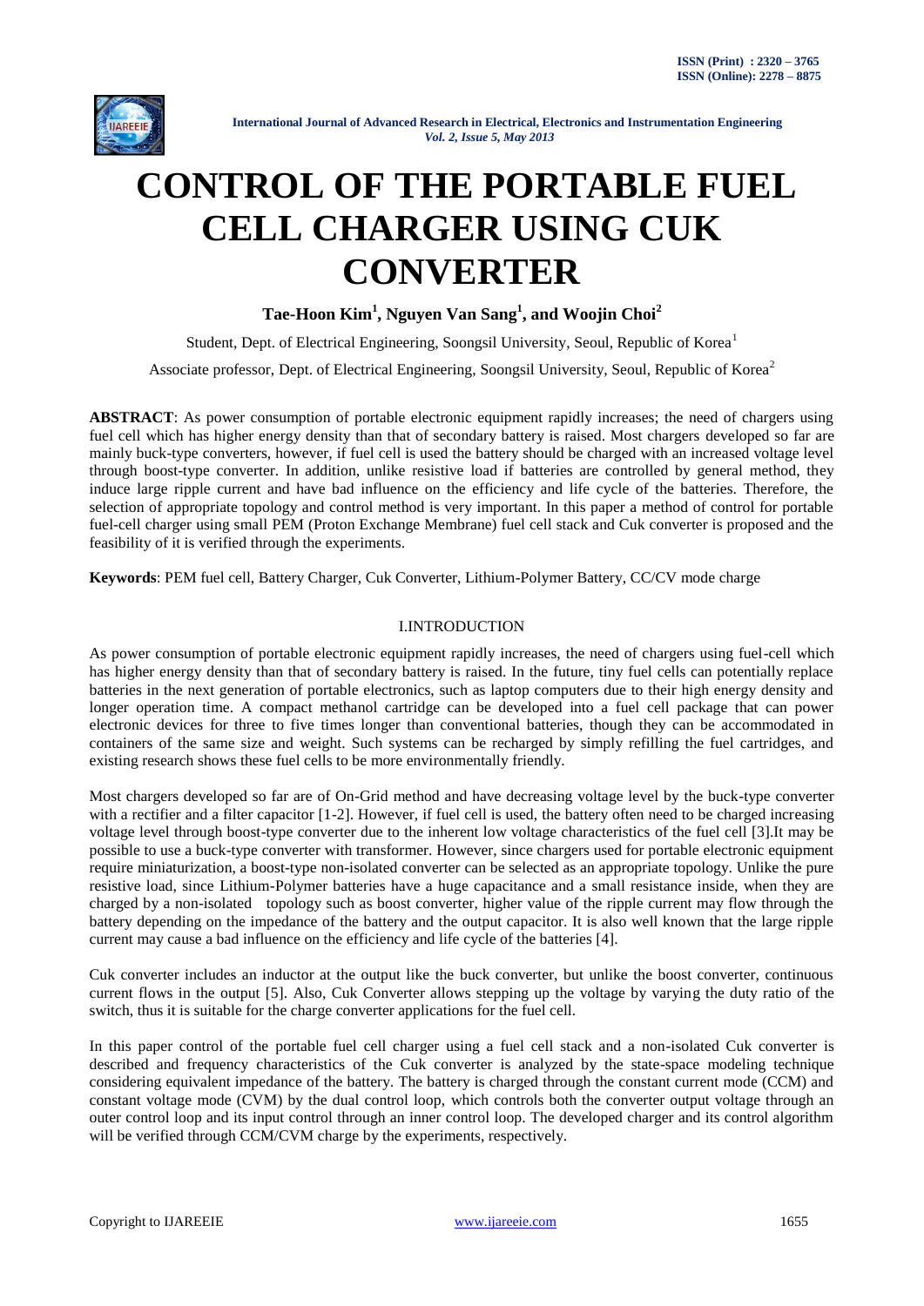# CONTROL OF THE PORTABLE FUEL CELL CHARGER USING CUK CONVERTER

**Tae-Hoon Kim[1], Nguyen Van Sang[1], and Woojin Choi[2]**

Student, Dept. of Electrical Engineering, Soongsil University, Seoul, Republic of Korea[1]

Associate professor, Dept. of Electrical Engineering, Soongsil University, Seoul, Republic of Korea[2]

**ABSTRACT**: As power consumption of portable electronic equipment rapidly increases; the need of chargers using fuel cell which has higher energy density than that of secondary battery is raised. Most chargers developed so far are mainly buck-type converters, however, if fuel cell is used the battery should be charged with an increased voltage level through boost-type converter. In addition, unlike resistive load if batteries are controlled by general method, they induce large ripple current and have bad influence on the efficiency and life cycle of the batteries. Therefore, the selection of appropriate topology and control method is very important. In this paper a method of control for portable fuel-cell charger using small PEM (Proton Exchange Membrane) fuel cell stack and Cuk converter is proposed and the feasibility of it is verified through the experiments.

**Keywords**: PEM fuel cell, Battery Charger, Cuk Converter, Lithium-Polymer Battery, CC/CV mode charge

## I.INTRODUCTION

As power consumption of portable electronic equipment rapidly increases, the need of chargers using fuel-cell which has higher energy density than that of secondary battery is raised. In the future, tiny fuel cells can potentially replace batteries in the next generation of portable electronics, such as laptop computers due to their high energy density and longer operation time. A compact methanol cartridge can be developed into a fuel cell package that can power electronic devices for three to five times longer than conventional batteries, though they can be accommodated in containers of the same size and weight. Such systems can be recharged by simply refilling the fuel cartridges, and existing research shows these fuel cells to be more environmentally friendly.

Most chargers developed so far are of On-Grid method and have decreasing voltage level by the buck-type converter with a rectifier and a filter capacitor [1-2]. However, if fuel cell is used, the battery often need to be charged increasing voltage level through boost-type converter due to the inherent low voltage characteristics of the fuel cell [3].It may be possible to use a buck-type converter with transformer. However, since chargers used for portable electronic equipment require miniaturization, a boost-type non-isolated converter can be selected as an appropriate topology. Unlike the pure resistive load, since Lithium-Polymer batteries have a huge capacitance and a small resistance inside, when they are charged by a non-isolated topology such as boost converter, higher value of the ripple current may flow through the battery depending on the impedance of the battery and the output capacitor. It is also well known that the large ripple current may cause a bad influence on the efficiency and life cycle of the batteries [4].

Cuk converter includes an inductor at the output like the buck converter, but unlike the boost converter, continuous current flows in the output [5]. Also, Cuk Converter allows stepping up the voltage by varying the duty ratio of the switch, thus it is suitable for the charge converter applications for the fuel cell.

In this paper control of the portable fuel cell charger using a fuel cell stack and a non-isolated Cuk converter is described and frequency characteristics of the Cuk converter is analyzed by the state-space modeling technique considering equivalent impedance of the battery. The battery is charged through the constant current mode (CCM) and constant voltage mode (CVM) by the dual control loop, which controls both the converter output voltage through an outer control loop and its input control through an inner control loop. The developed charger and its control algorithm will be verified through CCM/CVM charge by the experiments, respectively.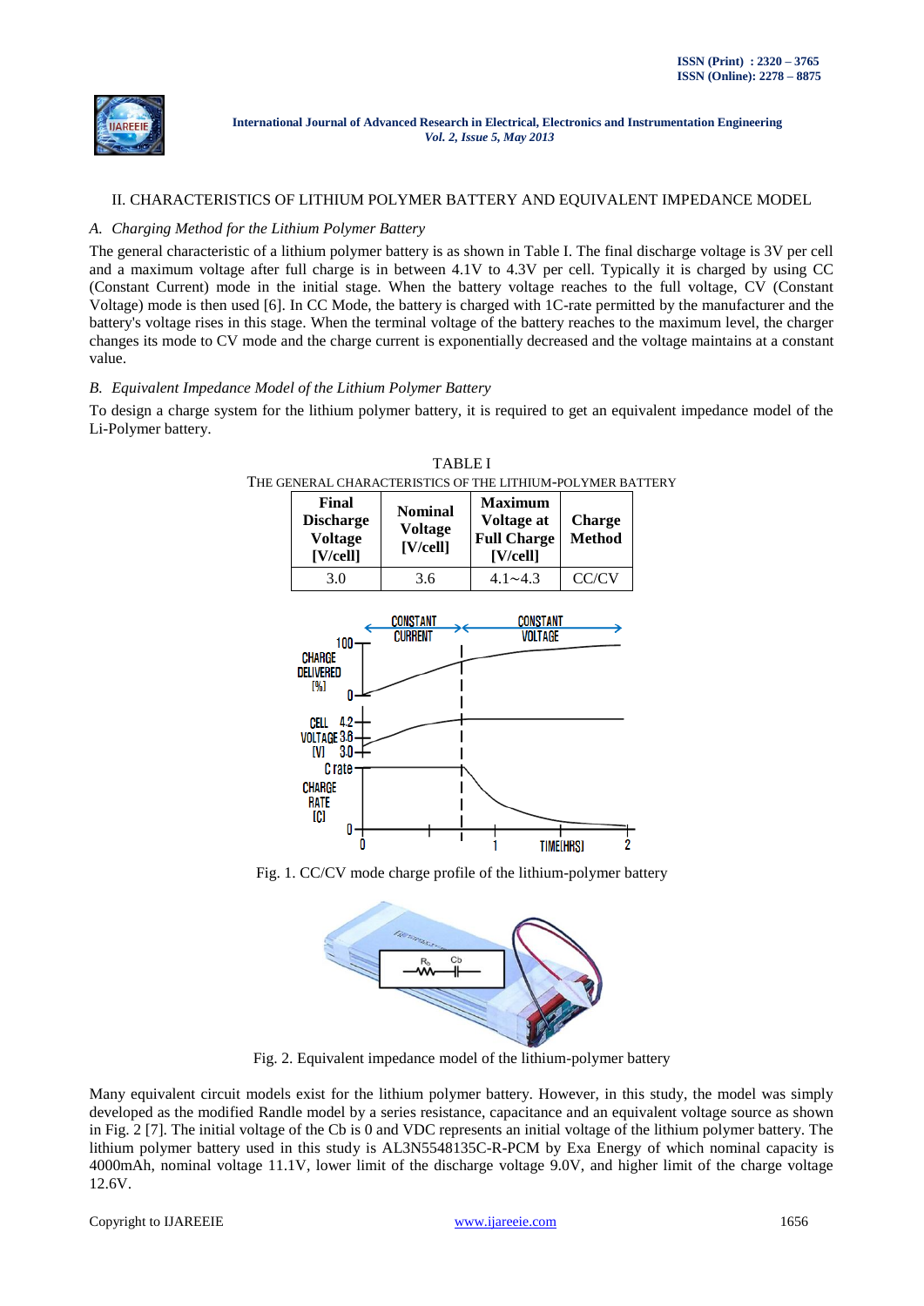## II. CHARACTERISTICS OF LITHIUM POLYMER BATTERY AND EQUIVALENT IMPEDANCE MODEL

### *A. Charging Method for the Lithium Polymer Battery*

The general characteristic of a lithium polymer battery is as shown in Table I. The final discharge voltage is 3V per cell and a maximum voltage after full charge is in between 4.1V to 4.3V per cell. Typically it is charged by using CC (Constant Current) mode in the initial stage. When the battery voltage reaches to the full voltage, CV (Constant Voltage) mode is then used [6]. In CC Mode, the battery is charged with 1C-rate permitted by the manufacturer and the battery's voltage rises in this stage. When the terminal voltage of the battery reaches to the maximum level, the charger changes its mode to CV mode and the charge current is exponentially decreased and the voltage maintains at a constant value.

### *B. Equivalent Impedance Model of the Lithium Polymer Battery*

To design a charge system for the lithium polymer battery, it is required to get an equivalent impedance model of the Li-Polymer battery.

TABLE I
THE GENERAL CHARACTERISTICS OF THE LITHIUM-POLYMER BATTERY

| Final Discharge Voltage [V/cell] | Nominal Voltage [V/cell] | Maximum Voltage at Full Charge [V/cell] | Charge Method |
|---|---|---|---|
| 3.0 | 3.6 | 4.1~4.3 | CC/CV |

Fig. 1. CC/CV mode charge profile of the lithium-polymer battery

Fig. 2. Equivalent impedance model of the lithium-polymer battery

Many equivalent circuit models exist for the lithium polymer battery. However, in this study, the model was simply developed as the modified Randle model by a series resistance, capacitance and an equivalent voltage source as shown in Fig. 2 [7]. The initial voltage of the Cb is 0 and VDC represents an initial voltage of the lithium polymer battery. The lithium polymer battery used in this study is AL3N5548135C-R-PCM by Exa Energy of which nominal capacity is 4000mAh, nominal voltage 11.1V, lower limit of the discharge voltage 9.0V, and higher limit of the charge voltage 12.6V.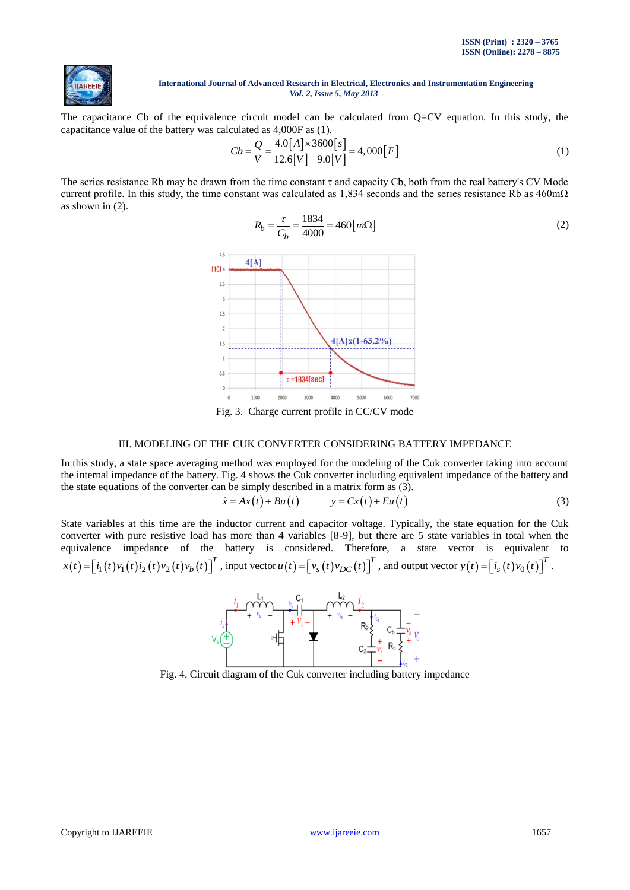The capacitance Cb of the equivalence circuit model can be calculated from Q=CV equation. In this study, the capacitance value of the battery was calculated as 4,000F as (1).

$$Cb = \frac{Q}{V} = \frac{4.0[A] \times 3600[s]}{12.6[V] - 9.0[V]} = 4,000[F] \tag{1}$$

The series resistance Rb may be drawn from the time constant τ and capacity Cb, both from the real battery's CV Mode current profile. In this study, the time constant was calculated as 1,834 seconds and the series resistance Rb as 460mΩ as shown in (2).

$$R_b = \frac{\tau}{C_b} = \frac{1834}{4000} = 460[m\Omega] \tag{2}$$

Fig. 3. Charge current profile in CC/CV mode

## III. MODELING OF THE CUK CONVERTER CONSIDERING BATTERY IMPEDANCE

In this study, a state space averaging method was employed for the modeling of the Cuk converter taking into account the internal impedance of the battery. Fig. 4 shows the Cuk converter including equivalent impedance of the battery and the state equations of the converter can be simply described in a matrix form as (3).

$$\hat{x} = Ax(t) + Bu(t) \qquad y = Cx(t) + Eu(t) \tag{3}$$

State variables at this time are the inductor current and capacitor voltage. Typically, the state equation for the Cuk converter with pure resistive load has more than 4 variables [8-9], but there are 5 state variables in total when the equivalence impedance of the battery is considered. Therefore, a state vector is equivalent to $x(t) = [i_1(t) v_1(t) i_2(t) v_2(t) v_b(t)]^T$, input vector $u(t) = [v_s(t) v_{DC}(t)]^T$, and output vector $y(t) = [i_s(t) v_0(t)]^T$.

Fig. 4. Circuit diagram of the Cuk converter including battery impedance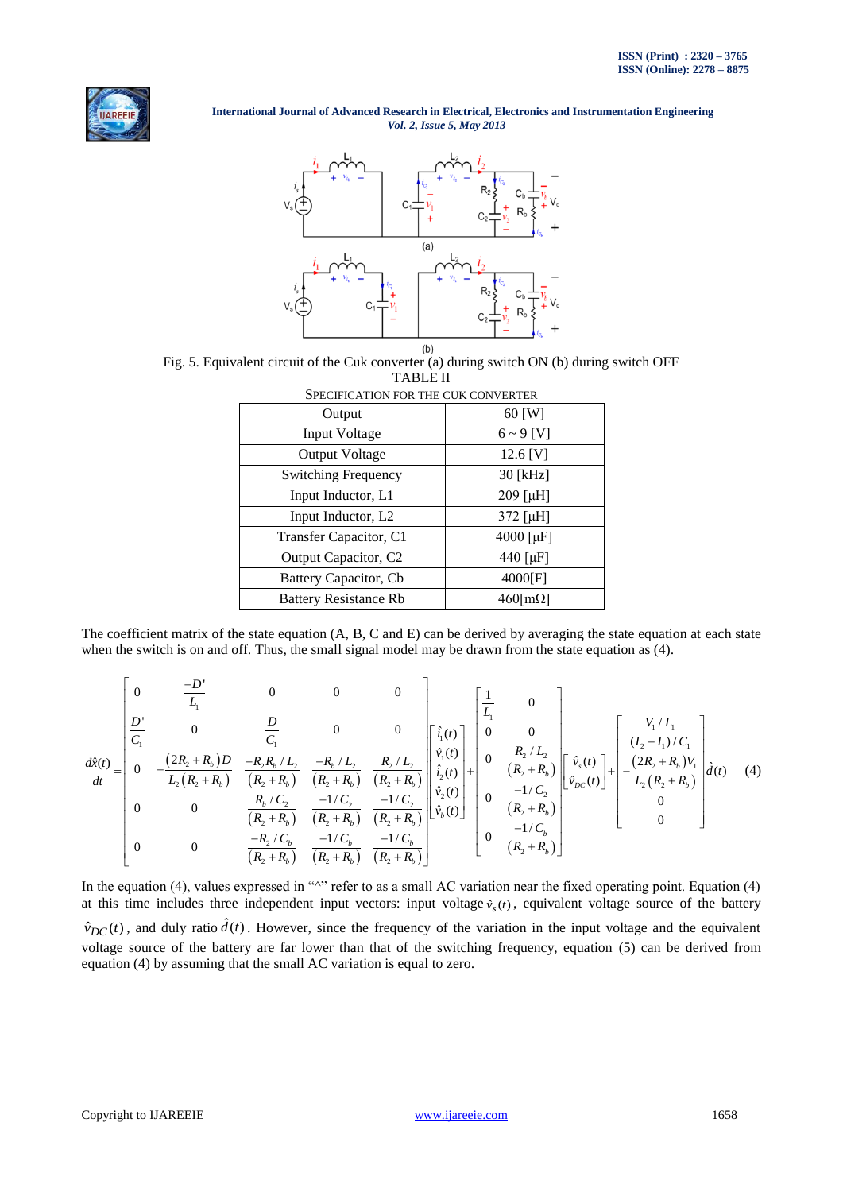Fig. 5. Equivalent circuit of the Cuk converter (a) during switch ON (b) during switch OFF

TABLE II

SPECIFICATION FOR THE CUK CONVERTER

| Output | 60 [W] |
|---|---|
| Input Voltage | 6 ~ 9 [V] |
| Output Voltage | 12.6 [V] |
| Switching Frequency | 30 [kHz] |
| Input Inductor, L1 | 209 [μH] |
| Input Inductor, L2 | 372 [μH] |
| Transfer Capacitor, C1 | 4000 [μF] |
| Output Capacitor, C2 | 440 [μF] |
| Battery Capacitor, Cb | 4000[F] |
| Battery Resistance Rb | 460[mΩ] |

The coefficient matrix of the state equation (A, B, C and E) can be derived by averaging the state equation at each state when the switch is on and off. Thus, the small signal model may be drawn from the state equation as (4).

$$\frac{d\hat{x}(t)}{dt}=\begin{bmatrix} 0 & \frac{-D'}{L_1} & 0 & 0 & 0 \\ \frac{D'}{C_1} & 0 & \frac{D}{C_1} & 0 & 0 \\ 0 & -\frac{(2R_2+R_b)D}{L_2(R_2+R_b)} & \frac{-R_2R_b/L_2}{(R_2+R_b)} & \frac{-R_b/L_2}{(R_2+R_b)} & \frac{R_2/L_2}{(R_2+R_b)} \\ 0 & 0 & \frac{R_b/C_2}{(R_2+R_b)} & \frac{-1/C_2}{(R_2+R_b)} & \frac{-1/C_2}{(R_2+R_b)} \\ 0 & 0 & \frac{-R_2/C_b}{(R_2+R_b)} & \frac{-1/C_b}{(R_2+R_b)} & \frac{-1/C_b}{(R_2+R_b)} \end{bmatrix}\begin{bmatrix} \hat{i}_1(t) \\ \hat{v}_1(t) \\ \hat{i}_2(t) \\ \hat{v}_2(t) \\ \hat{v}_b(t) \end{bmatrix}+\begin{bmatrix} \frac{1}{L_1} & 0 \\ 0 & 0 \\ 0 & \frac{R_2/L_2}{(R_2+R_b)} \\ 0 & \frac{-1/C_2}{(R_2+R_b)} \\ 0 & \frac{-1/C_b}{(R_2+R_b)} \end{bmatrix}\begin{bmatrix} \hat{v}_s(t) \\ \hat{v}_{DC}(t) \end{bmatrix}+\begin{bmatrix} V_1/L_1 \\ (I_2-I_1)/C_1 \\ -\frac{(2R_2+R_b)V_1}{L_2(R_2+R_b)} \\ 0 \\ 0 \end{bmatrix}\hat{d}(t) \quad (4)$$

In the equation (4), values expressed in "^" refer to as a small AC variation near the fixed operating point. Equation (4) at this time includes three independent input vectors: input voltage $\hat{v}_s(t)$, equivalent voltage source of the battery $\hat{v}_{DC}(t)$, and duly ratio $\hat{d}(t)$. However, since the frequency of the variation in the input voltage and the equivalent voltage source of the battery are far lower than that of the switching frequency, equation (5) can be derived from equation (4) by assuming that the small AC variation is equal to zero.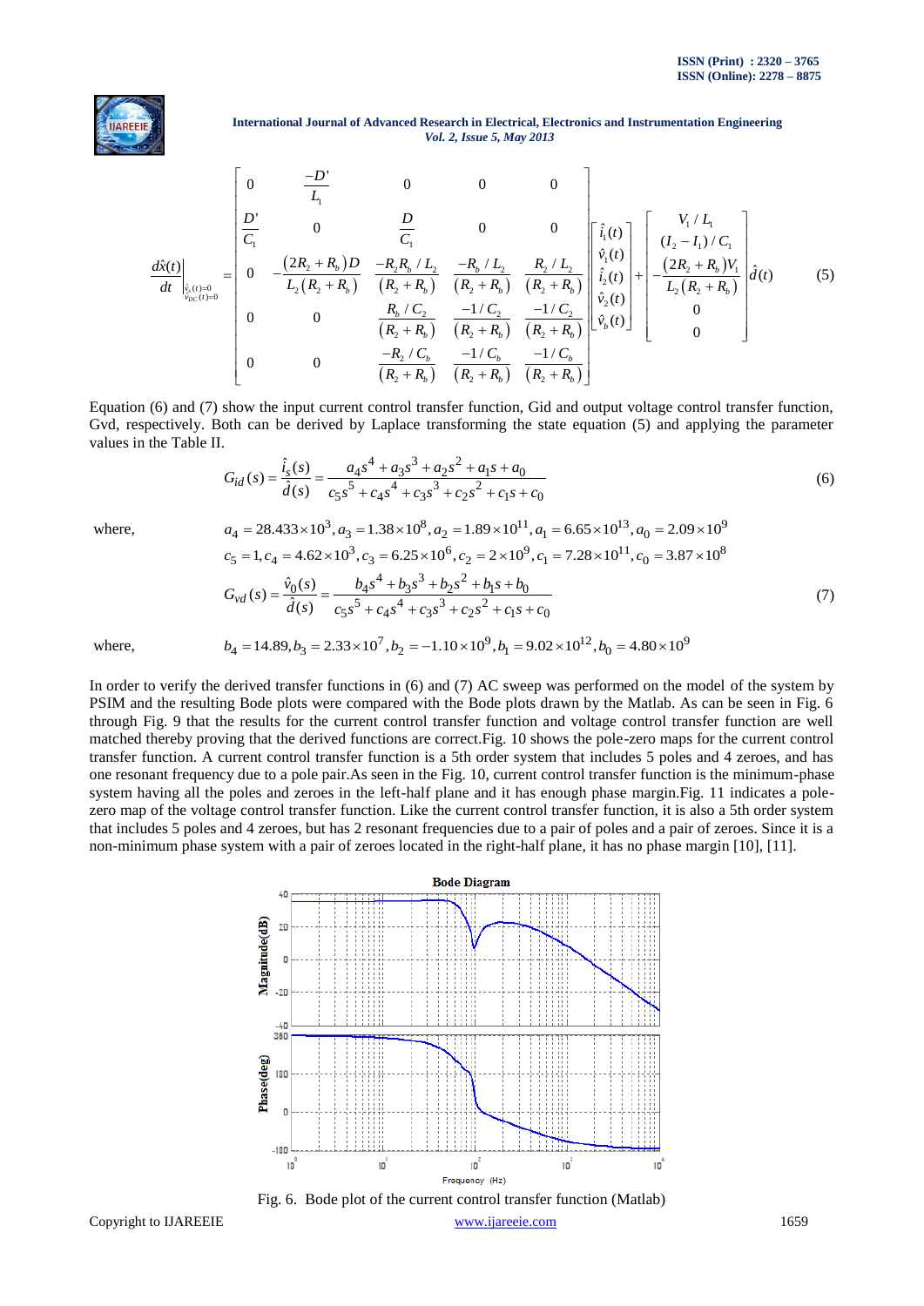$$
\left.\frac{d\hat{x}(t)}{dt}\right|_{\substack{\hat{v}_s(t)=0\\ \hat{v}_{DC}(t)=0}} = \begin{bmatrix} 0 & \dfrac{-D'}{L_1} & 0 & 0 & 0 \\ \dfrac{D'}{C_1} & 0 & \dfrac{D}{C_1} & 0 & 0 \\ 0 & -\dfrac{(2R_2+R_b)D}{L_2(R_2+R_b)} & \dfrac{-R_2R_b/L_2}{(R_2+R_b)} & \dfrac{-R_b/L_2}{(R_2+R_b)} & \dfrac{R_2/L_2}{(R_2+R_b)} \\ 0 & 0 & \dfrac{R_b/C_2}{(R_2+R_b)} & \dfrac{-1/C_2}{(R_2+R_b)} & \dfrac{-1/C_2}{(R_2+R_b)} \\ 0 & 0 & \dfrac{-R_2/C_b}{(R_2+R_b)} & \dfrac{-1/C_b}{(R_2+R_b)} & \dfrac{-1/C_b}{(R_2+R_b)} \end{bmatrix} \begin{bmatrix} \hat{i}_1(t) \\ \hat{v}_1(t) \\ \hat{i}_2(t) \\ \hat{v}_2(t) \\ \hat{v}_b(t) \end{bmatrix} + \begin{bmatrix} V_1/L_1 \\ (I_2-I_1)/C_1 \\ -\dfrac{(2R_2+R_b)V_1}{L_2(R_2+R_b)} \\ 0 \\ 0 \end{bmatrix} \hat{d}(t) \qquad (5)
$$

Equation (6) and (7) show the input current control transfer function, Gid and output voltage control transfer function, Gvd, respectively. Both can be derived by Laplace transforming the state equation (5) and applying the parameter values in the Table II.

$$
G_{id}(s) = \frac{\hat{i}_s(s)}{\hat{d}(s)} = \frac{a_4 s^4 + a_3 s^3 + a_2 s^2 + a_1 s + a_0}{c_5 s^5 + c_4 s^4 + c_3 s^3 + c_2 s^2 + c_1 s + c_0} \qquad (6)
$$

where,

$$
a_4 = 28.433\times10^3, a_3 = 1.38\times10^8, a_2 = 1.89\times10^{11}, a_1 = 6.65\times10^{13}, a_0 = 2.09\times10^9
$$

$$
c_5 = 1, c_4 = 4.62\times10^3, c_3 = 6.25\times10^6, c_2 = 2\times10^9, c_1 = 7.28\times10^{11}, c_0 = 3.87\times10^8
$$

$$
G_{vd}(s) = \frac{\hat{v}_0(s)}{\hat{d}(s)} = \frac{b_4 s^4 + b_3 s^3 + b_2 s^2 + b_1 s + b_0}{c_5 s^5 + c_4 s^4 + c_3 s^3 + c_2 s^2 + c_1 s + c_0} \qquad (7)
$$

where,

$$
b_4 = 14.89, b_3 = 2.33\times10^7, b_2 = -1.10\times10^9, b_1 = 9.02\times10^{12}, b_0 = 4.80\times10^9
$$

In order to verify the derived transfer functions in (6) and (7) AC sweep was performed on the model of the system by PSIM and the resulting Bode plots were compared with the Bode plots drawn by the Matlab. As can be seen in Fig. 6 through Fig. 9 that the results for the current control transfer function and voltage control transfer function are well matched thereby proving that the derived functions are correct.Fig. 10 shows the pole-zero maps for the current control transfer function. A current control transfer function is a 5th order system that includes 5 poles and 4 zeroes, and has one resonant frequency due to a pole pair.As seen in the Fig. 10, current control transfer function is the minimum-phase system having all the poles and zeroes in the left-half plane and it has enough phase margin.Fig. 11 indicates a pole-zero map of the voltage control transfer function. Like the current control transfer function, it is also a 5th order system that includes 5 poles and 4 zeroes, but has 2 resonant frequencies due to a pair of poles and a pair of zeroes. Since it is a non-minimum phase system with a pair of zeroes located in the right-half plane, it has no phase margin [10], [11].

Fig. 6. Bode plot of the current control transfer function (Matlab)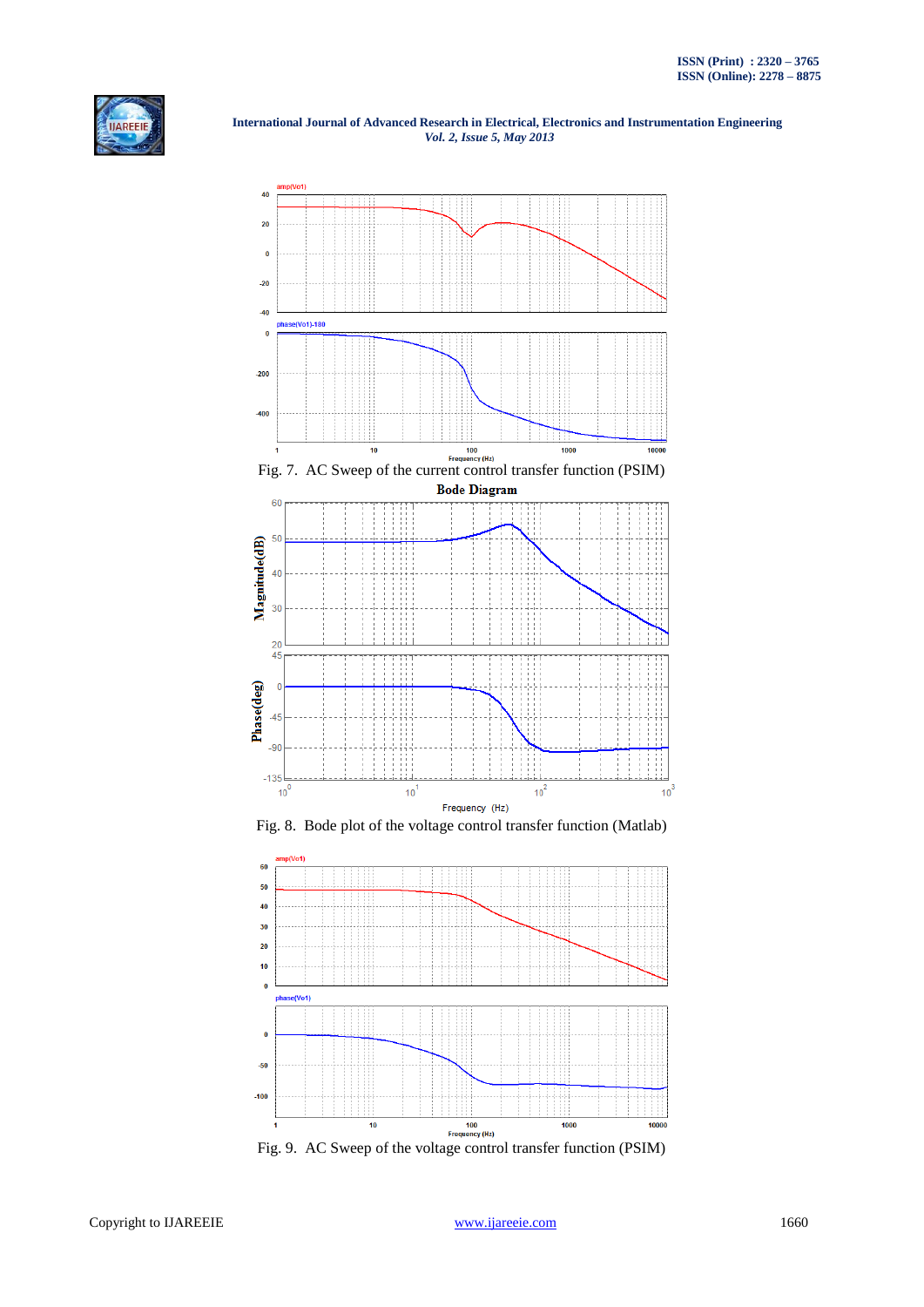Fig. 7. AC Sweep of the current control transfer function (PSIM)

Fig. 8. Bode plot of the voltage control transfer function (Matlab)

Fig. 9. AC Sweep of the voltage control transfer function (PSIM)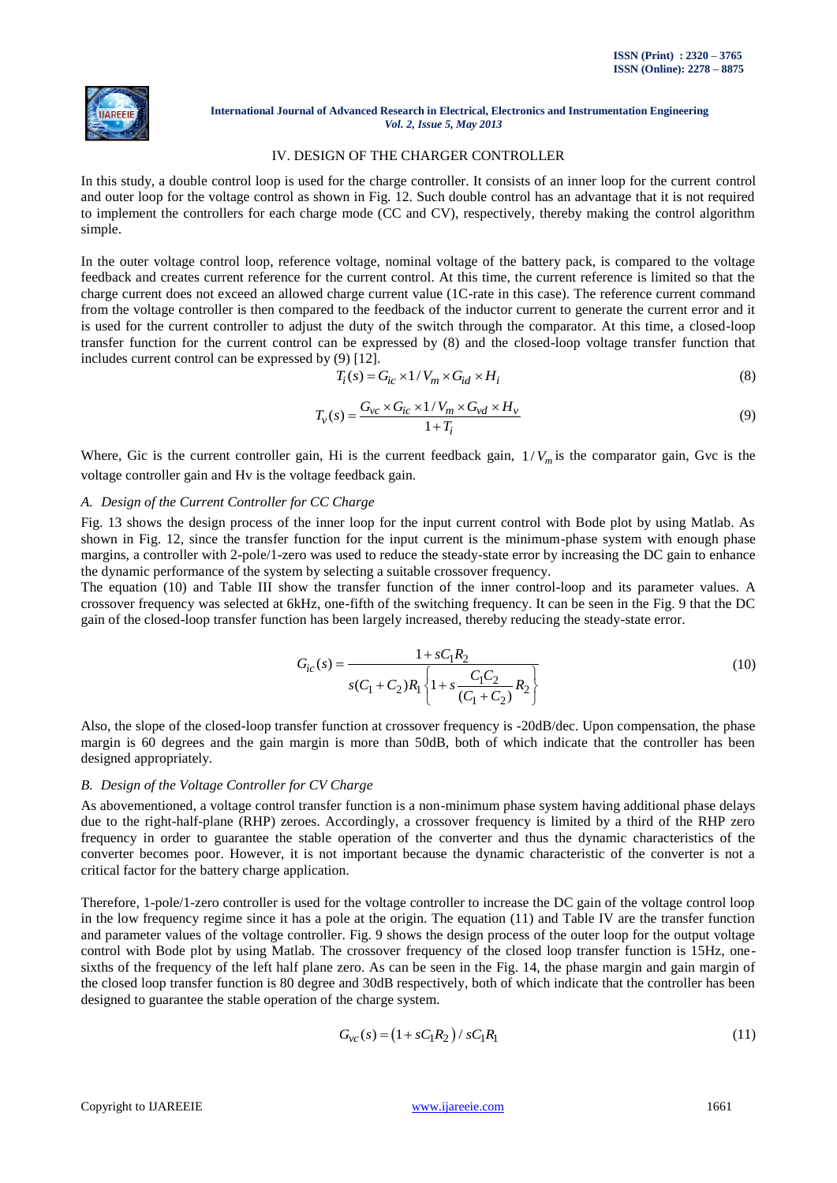## IV. DESIGN OF THE CHARGER CONTROLLER

In this study, a double control loop is used for the charge controller. It consists of an inner loop for the current control and outer loop for the voltage control as shown in Fig. 12. Such double control has an advantage that it is not required to implement the controllers for each charge mode (CC and CV), respectively, thereby making the control algorithm simple.

In the outer voltage control loop, reference voltage, nominal voltage of the battery pack, is compared to the voltage feedback and creates current reference for the current control. At this time, the current reference is limited so that the charge current does not exceed an allowed charge current value (1C-rate in this case). The reference current command from the voltage controller is then compared to the feedback of the inductor current to generate the current error and it is used for the current controller to adjust the duty of the switch through the comparator. At this time, a closed-loop transfer function for the current control can be expressed by (8) and the closed-loop voltage transfer function that includes current control can be expressed by (9) [12].

$$T_i(s) = G_{ic} \times 1/V_m \times G_{id} \times H_i \tag{8}$$

$$T_v(s) = \frac{G_{vc} \times G_{ic} \times 1/V_m \times G_{vd} \times H_v}{1+T_i} \tag{9}$$

Where, Gic is the current controller gain, Hi is the current feedback gain, $1/V_m$ is the comparator gain, Gvc is the voltage controller gain and Hv is the voltage feedback gain.

### *A. Design of the Current Controller for CC Charge*

Fig. 13 shows the design process of the inner loop for the input current control with Bode plot by using Matlab. As shown in Fig. 12, since the transfer function for the input current is the minimum-phase system with enough phase margins, a controller with 2-pole/1-zero was used to reduce the steady-state error by increasing the DC gain to enhance the dynamic performance of the system by selecting a suitable crossover frequency.

The equation (10) and Table III show the transfer function of the inner control-loop and its parameter values. A crossover frequency was selected at 6kHz, one-fifth of the switching frequency. It can be seen in the Fig. 9 that the DC gain of the closed-loop transfer function has been largely increased, thereby reducing the steady-state error.

$$G_{ic}(s) = \frac{1+sC_1R_2}{s(C_1+C_2)R_1\left\{1+s\dfrac{C_1C_2}{(C_1+C_2)}R_2\right\}} \tag{10}$$

Also, the slope of the closed-loop transfer function at crossover frequency is -20dB/dec. Upon compensation, the phase margin is 60 degrees and the gain margin is more than 50dB, both of which indicate that the controller has been designed appropriately.

### *B. Design of the Voltage Controller for CV Charge*

As abovementioned, a voltage control transfer function is a non-minimum phase system having additional phase delays due to the right-half-plane (RHP) zeroes. Accordingly, a crossover frequency is limited by a third of the RHP zero frequency in order to guarantee the stable operation of the converter and thus the dynamic characteristics of the converter becomes poor. However, it is not important because the dynamic characteristic of the converter is not a critical factor for the battery charge application.

Therefore, 1-pole/1-zero controller is used for the voltage controller to increase the DC gain of the voltage control loop in the low frequency regime since it has a pole at the origin. The equation (11) and Table IV are the transfer function and parameter values of the voltage controller. Fig. 9 shows the design process of the outer loop for the output voltage control with Bode plot by using Matlab. The crossover frequency of the closed loop transfer function is 15Hz, one-sixths of the frequency of the left half plane zero. As can be seen in the Fig. 14, the phase margin and gain margin of the closed loop transfer function is 80 degree and 30dB respectively, both of which indicate that the controller has been designed to guarantee the stable operation of the charge system.

$$G_{vc}(s) = \left(1+sC_1R_2\right)/\,sC_1R_1 \tag{11}$$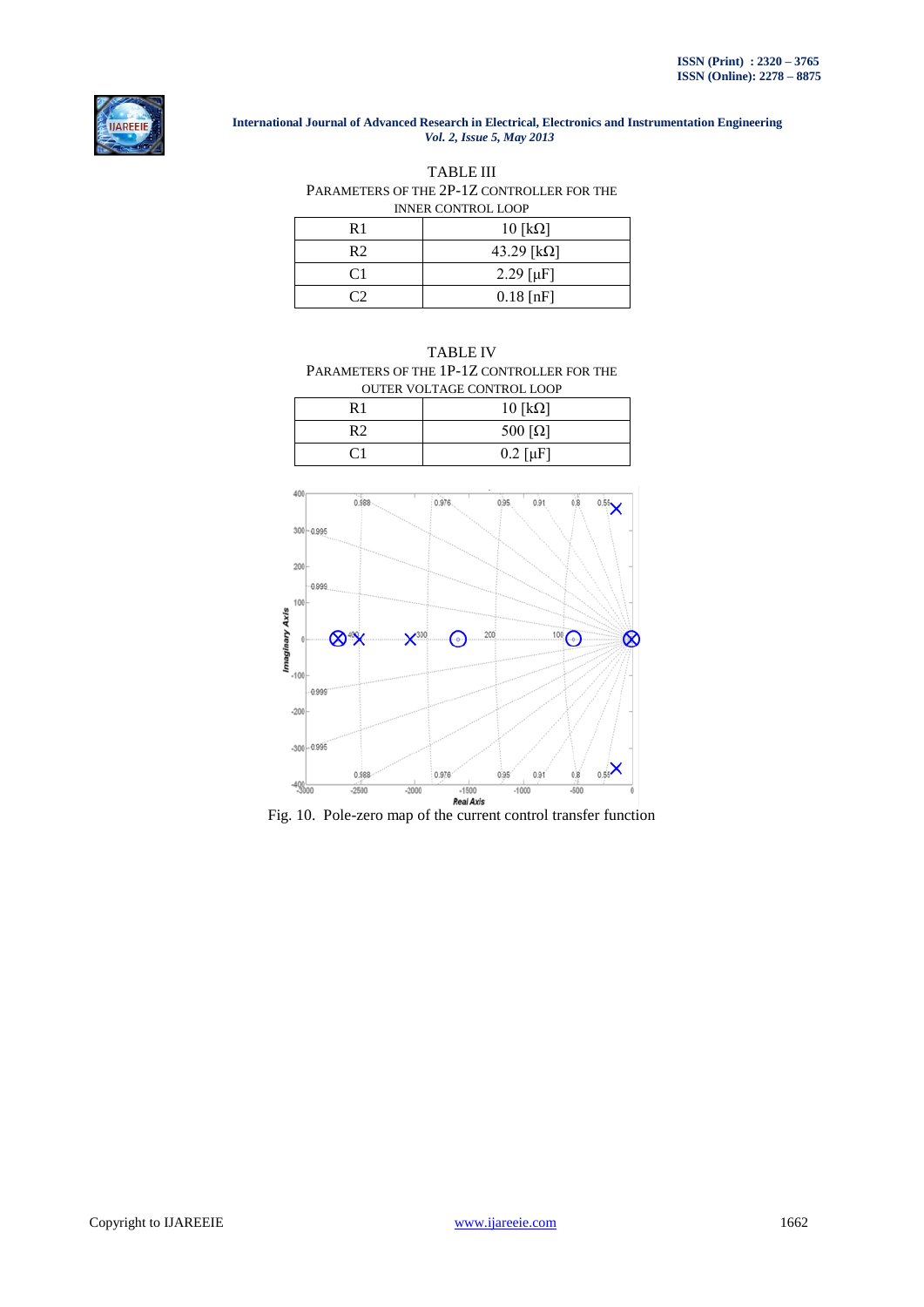TABLE III

PARAMETERS OF THE 2P-1Z CONTROLLER FOR THE INNER CONTROL LOOP

| | |
|---|---|
| R1 | 10 [kΩ] |
| R2 | 43.29 [kΩ] |
| C1 | 2.29 [μF] |
| C2 | 0.18 [nF] |

TABLE IV

PARAMETERS OF THE 1P-1Z CONTROLLER FOR THE OUTER VOLTAGE CONTROL LOOP

| | |
|---|---|
| R1 | 10 [kΩ] |
| R2 | 500 [Ω] |
| C1 | 0.2 [μF] |

Fig. 10. Pole-zero map of the current control transfer function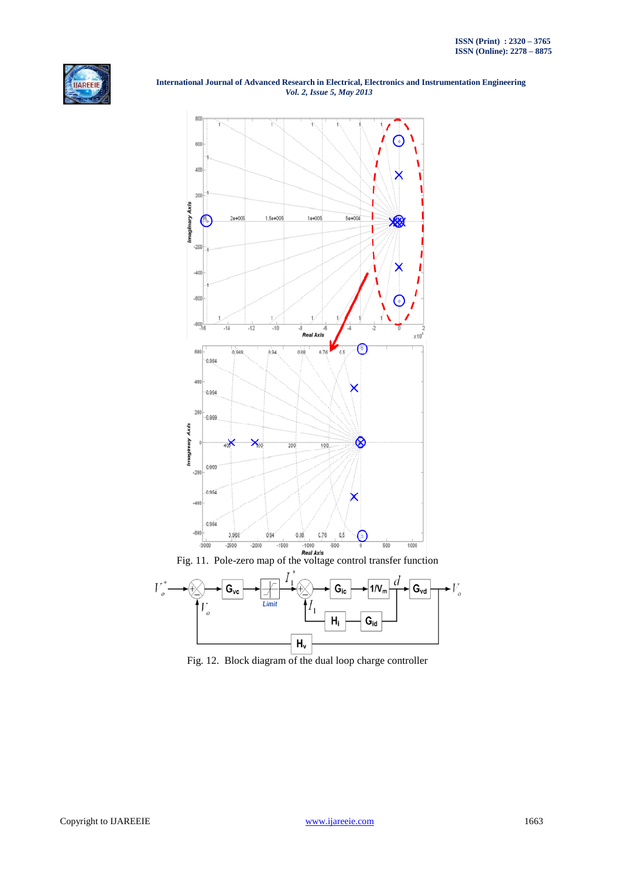Fig. 11. Pole-zero map of the voltage control transfer function

Fig. 12. Block diagram of the dual loop charge controller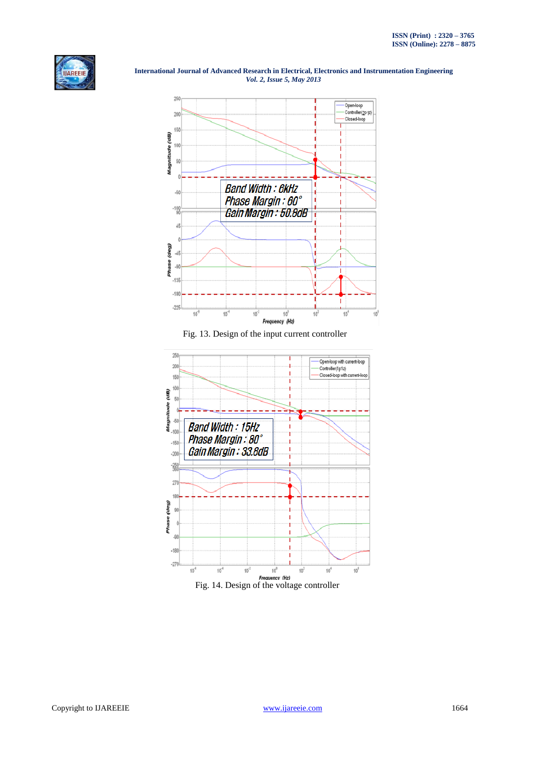Fig. 13. Design of the input current controller

Fig. 14. Design of the voltage controller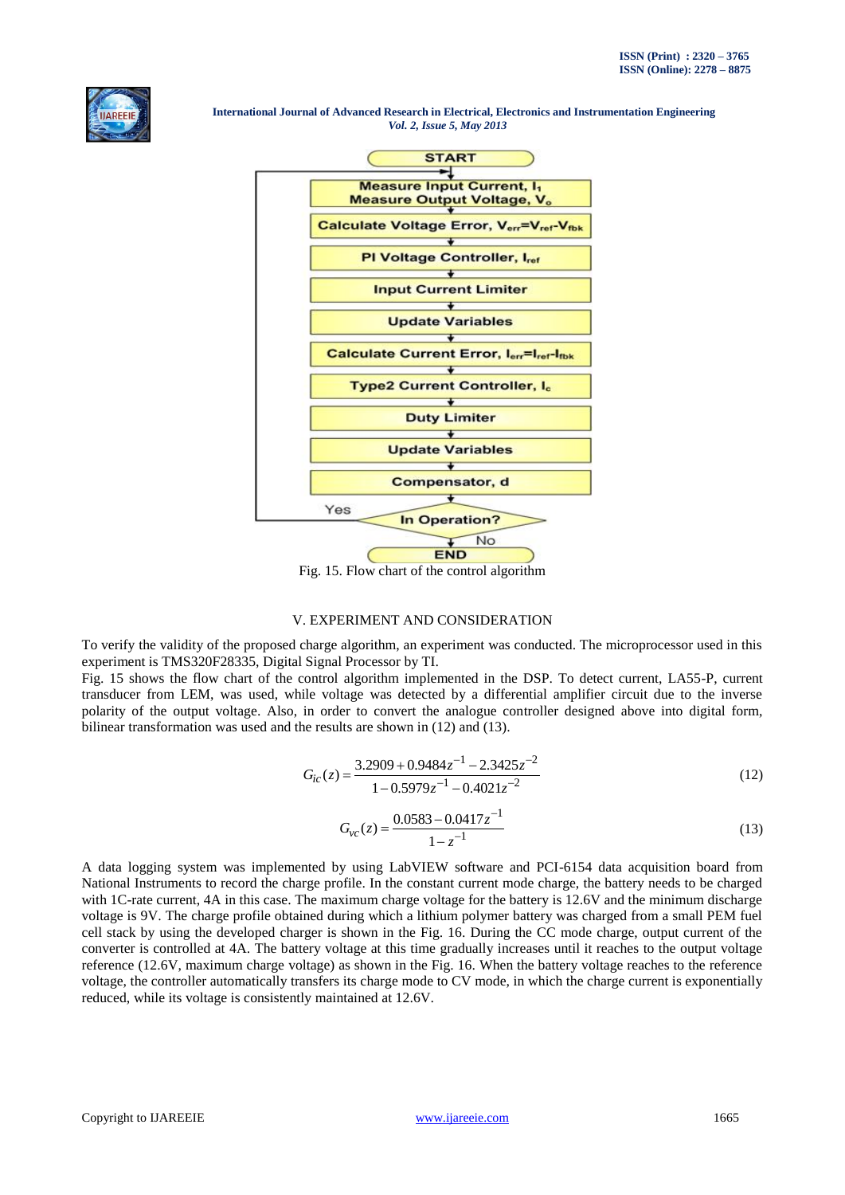Fig. 15. Flow chart of the control algorithm

## V. EXPERIMENT AND CONSIDERATION

To verify the validity of the proposed charge algorithm, an experiment was conducted. The microprocessor used in this experiment is TMS320F28335, Digital Signal Processor by TI.

Fig. 15 shows the flow chart of the control algorithm implemented in the DSP. To detect current, LA55-P, current transducer from LEM, was used, while voltage was detected by a differential amplifier circuit due to the inverse polarity of the output voltage. Also, in order to convert the analogue controller designed above into digital form, bilinear transformation was used and the results are shown in (12) and (13).

$$G_{ic}(z) = \frac{3.2909 + 0.9484z^{-1} - 2.3425z^{-2}}{1 - 0.5979z^{-1} - 0.4021z^{-2}} \tag{12}$$

$$G_{vc}(z) = \frac{0.0583 - 0.0417z^{-1}}{1 - z^{-1}} \tag{13}$$

A data logging system was implemented by using LabVIEW software and PCI-6154 data acquisition board from National Instruments to record the charge profile. In the constant current mode charge, the battery needs to be charged with 1C-rate current, 4A in this case. The maximum charge voltage for the battery is 12.6V and the minimum discharge voltage is 9V. The charge profile obtained during which a lithium polymer battery was charged from a small PEM fuel cell stack by using the developed charger is shown in the Fig. 16. During the CC mode charge, output current of the converter is controlled at 4A. The battery voltage at this time gradually increases until it reaches to the output voltage reference (12.6V, maximum charge voltage) as shown in the Fig. 16. When the battery voltage reaches to the reference voltage, the controller automatically transfers its charge mode to CV mode, in which the charge current is exponentially reduced, while its voltage is consistently maintained at 12.6V.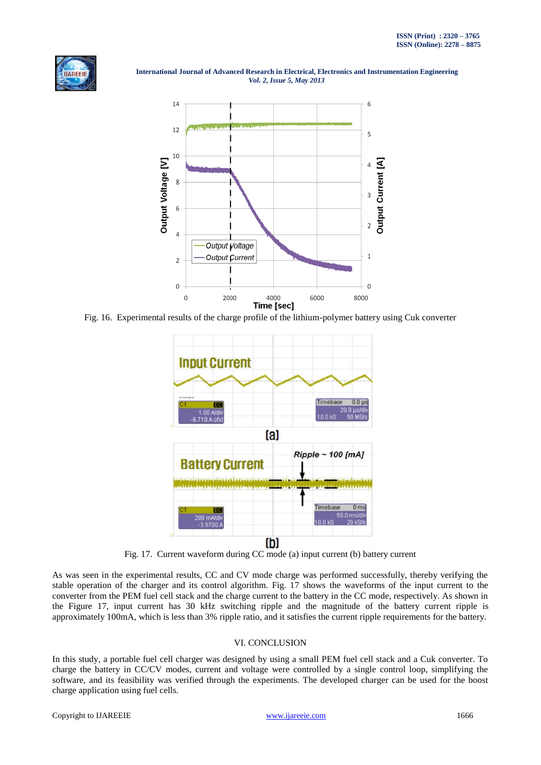Fig. 16. Experimental results of the charge profile of the lithium-polymer battery using Cuk converter

Fig. 17. Current waveform during CC mode (a) input current (b) battery current

As was seen in the experimental results, CC and CV mode charge was performed successfully, thereby verifying the stable operation of the charger and its control algorithm. Fig. 17 shows the waveforms of the input current to the converter from the PEM fuel cell stack and the charge current to the battery in the CC mode, respectively. As shown in the Figure 17, input current has 30 kHz switching ripple and the magnitude of the battery current ripple is approximately 100mA, which is less than 3% ripple ratio, and it satisfies the current ripple requirements for the battery.

## VI. CONCLUSION

In this study, a portable fuel cell charger was designed by using a small PEM fuel cell stack and a Cuk converter. To charge the battery in CC/CV modes, current and voltage were controlled by a single control loop, simplifying the software, and its feasibility was verified through the experiments. The developed charger can be used for the boost charge application using fuel cells.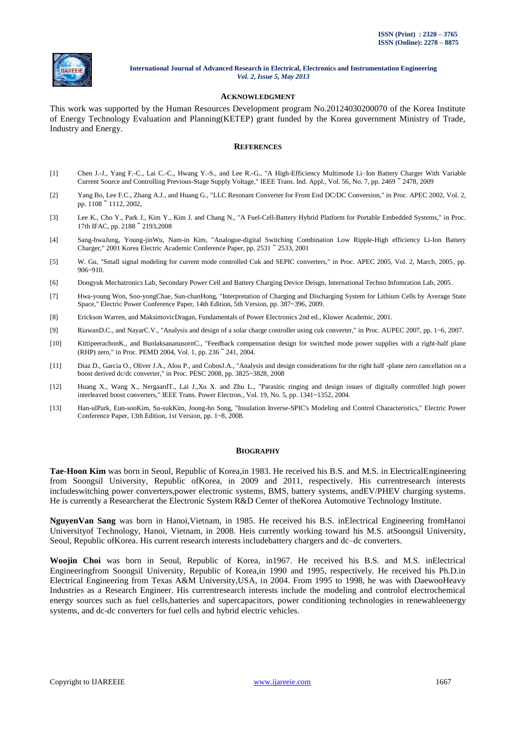## ACKNOWLEDGMENT

This work was supported by the Human Resources Development program No.20124030200070 of the Korea Institute of Energy Technology Evaluation and Planning(KETEP) grant funded by the Korea government Ministry of Trade, Industry and Energy.

## REFERENCES

[1] Chen J.-J., Yang F.-C., Lai C.-C., Hwang Y.-S., and Lee R.-G., "A High-Efficiency Multimode Li–Ion Battery Charger With Variable Current Source and Controlling Previous-Stage Supply Voltage," IEEE Trans. Ind. Appl., Vol. 56, No. 7, pp. 2469 ~ 2478, 2009

[2] Yang Bo, Lee F.C., Zhang A.J., and Huang G., "LLC Resonant Converter for Front End DC/DC Conversion," in Proc. APEC 2002, Vol. 2, pp. 1108 ~ 1112, 2002,

[3] Lee K., Cho Y., Park J., Kim Y., Kim J. and Chang N., "A Fuel-Cell-Battery Hybrid Platform for Portable Embedded Systems," in Proc. 17th IFAC, pp. 2188 ~ 2193,2008

[4] Sang-hwaJung, Young-jinWu, Nam-in Kim, "Analogue-digital Switching Combination Low Ripple-High efficiency Li-Ion Battery Charger," 2001 Korea Electric Academic Conference Paper, pp. 2531 ~ 2533, 2001

[5] W. Gu, "Small signal modeling for current mode controlled Cuk and SEPIC converters," in Proc. APEC 2005, Vol. 2, March, 2005, pp. 906~910.

[6] Dongyuk Mechatronics Lab, Secondary Power Cell and Battery Charging Device Deisgn, International Techno Infomration Lab, 2005.

[7] Hwa-young Won, Soo-yongChae, Sun-chanHong, "Interpretation of Charging and Discharging System for Lithium Cells by Average State Space," Electric Power Conference Paper, 14th Edition, 5th Version, pp. 387~396, 2009.

[8] Erickson Warren, and MaksimovicDragan, Fundamentals of Power Electronics 2nd ed., Kluwer Academic, 2001.

[9] RiawanD.C., and NayarC.V., "Analysis and design of a solar charge controller using cuk converter," in Proc. AUPEC 2007, pp. 1~6, 2007.

[10] KittipeerachonK., and BunlaksananusornC., "Feedback compensation design for switched mode power supplies with a right-half plane (RHP) zero," in Proc. PEMD 2004, Vol. 1, pp. 236 ~ 241, 2004.

[11] Diaz D., Garcia O., Oliver J.A., Alou P., and CobosJ.A., "Analysis and design considerations for the right half -plane zero cancellation on a boost derived dc/dc converter," in Proc. PESC 2008, pp. 3825~3828, 2008

[12] Huang X., Wang X., NergaardT., Lai J.,Xu X. and Zhu L., "Parasitic ringing and design issues of digitally controlled high power interleaved boost converters," IEEE Trans. Power Electron., Vol. 19, No. 5, pp. 1341~1352, 2004.

[13] Han-ulPark, Eun-sooKim, Su-sukKim, Joong-ho Song, "Insulation Inverse-SPIC's Modeling and Control Characteristics," Electric Power Conference Paper, 13th Edition, 1st Version, pp. 1~8, 2008.

## BIOGRAPHY

**Tae-Hoon Kim** was born in Seoul, Republic of Korea,in 1983. He received his B.S. and M.S. in ElectricalEngineering from Soongsil University, Republic ofKorea, in 2009 and 2011, respectively. His currentresearch interests includeswitching power converters,power electronic systems, BMS, battery systems, andEV/PHEV charging systems. He is currently a Researcherat the Electronic System R&D Center of theKorea Automotive Technology Institute.

**NguyenVan Sang** was born in Hanoi,Vietnam, in 1985. He received his B.S. inElectrical Engineering fromHanoi Universityof Technology, Hanoi, Vietnam, in 2008. Heis currently working toward his M.S. atSoongsil University, Seoul, Republic ofKorea. His current research interests includebattery chargers and dc–dc converters.

**Woojin Choi** was born in Seoul, Republic of Korea, in1967. He received his B.S. and M.S. inElectrical Engineeringfrom Soongsil University, Republic of Korea,in 1990 and 1995, respectively. He received his Ph.D.in Electrical Engineering from Texas A&M University,USA, in 2004. From 1995 to 1998, he was with DaewooHeavy Industries as a Research Engineer. His currentresearch interests include the modeling and controlof electrochemical energy sources such as fuel cells,batteries and supercapacitors, power conditioning technologies in renewableenergy systems, and dc-dc converters for fuel cells and hybrid electric vehicles.